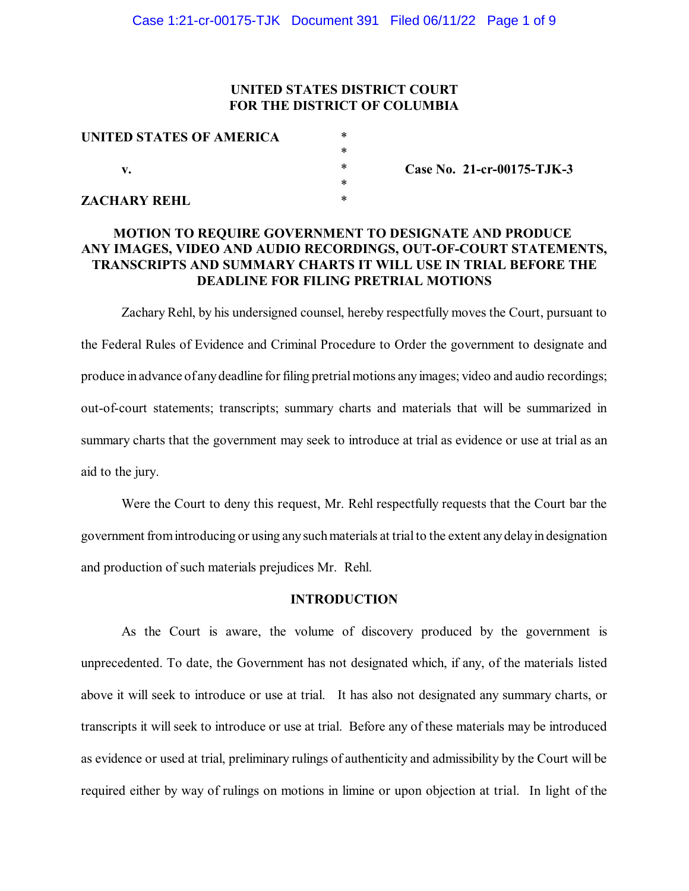**UNITED STATES DISTRICT COURT**
**FOR THE DISTRICT OF COLUMBIA**

| | | |
|---|---|---|
| **UNITED STATES OF AMERICA** | * | |
| | * | |
| **v.** | * | **Case No. 21-cr-00175-TJK-3** |
| | * | |
| **ZACHARY REHL** | * | |

**MOTION TO REQUIRE GOVERNMENT TO DESIGNATE AND PRODUCE ANY IMAGES, VIDEO AND AUDIO RECORDINGS, OUT-OF-COURT STATEMENTS, TRANSCRIPTS AND SUMMARY CHARTS IT WILL USE IN TRIAL BEFORE THE DEADLINE FOR FILING PRETRIAL MOTIONS**

Zachary Rehl, by his undersigned counsel, hereby respectfully moves the Court, pursuant to the Federal Rules of Evidence and Criminal Procedure to Order the government to designate and produce in advance of any deadline for filing pretrial motions any images; video and audio recordings; out-of-court statements; transcripts; summary charts and materials that will be summarized in summary charts that the government may seek to introduce at trial as evidence or use at trial as an aid to the jury.

Were the Court to deny this request, Mr. Rehl respectfully requests that the Court bar the government from introducing or using any such materials at trial to the extent any delay in designation and production of such materials prejudices Mr. Rehl.

**INTRODUCTION**

As the Court is aware, the volume of discovery produced by the government is unprecedented. To date, the Government has not designated which, if any, of the materials listed above it will seek to introduce or use at trial. It has also not designated any summary charts, or transcripts it will seek to introduce or use at trial. Before any of these materials may be introduced as evidence or used at trial, preliminary rulings of authenticity and admissibility by the Court will be required either by way of rulings on motions in limine or upon objection at trial. In light of the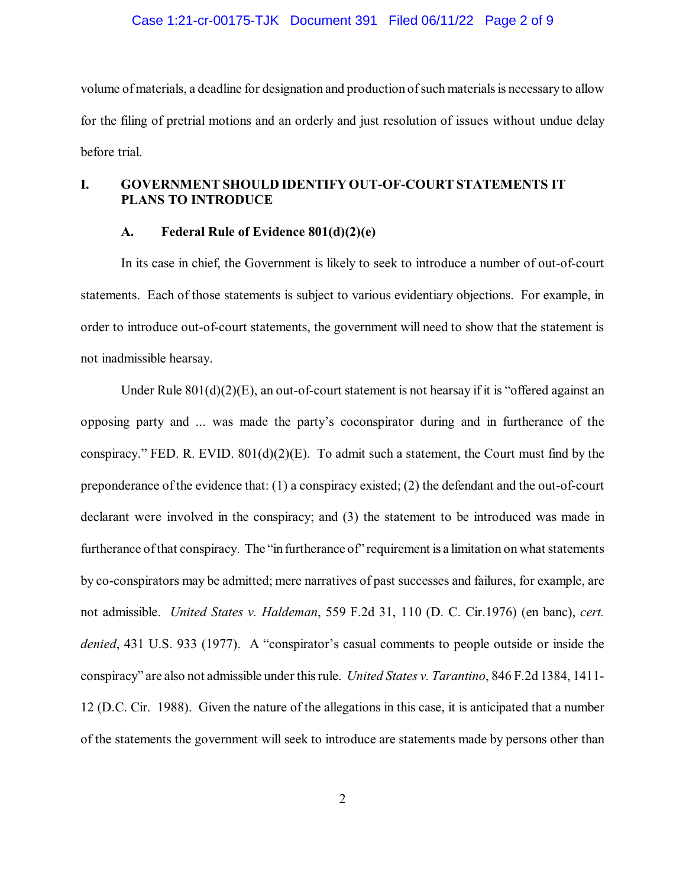volume of materials, a deadline for designation and production of such materials is necessary to allow for the filing of pretrial motions and an orderly and just resolution of issues without undue delay before trial.

## I. GOVERNMENT SHOULD IDENTIFY OUT-OF-COURT STATEMENTS IT PLANS TO INTRODUCE

### A. Federal Rule of Evidence 801(d)(2)(e)

In its case in chief, the Government is likely to seek to introduce a number of out-of-court statements. Each of those statements is subject to various evidentiary objections. For example, in order to introduce out-of-court statements, the government will need to show that the statement is not inadmissible hearsay.

Under Rule 801(d)(2)(E), an out-of-court statement is not hearsay if it is "offered against an opposing party and ... was made the party's coconspirator during and in furtherance of the conspiracy." FED. R. EVID. 801(d)(2)(E). To admit such a statement, the Court must find by the preponderance of the evidence that: (1) a conspiracy existed; (2) the defendant and the out-of-court declarant were involved in the conspiracy; and (3) the statement to be introduced was made in furtherance of that conspiracy. The "in furtherance of" requirement is a limitation on what statements by co-conspirators may be admitted; mere narratives of past successes and failures, for example, are not admissible. *United States v. Haldeman*, 559 F.2d 31, 110 (D. C. Cir.1976) (en banc), *cert. denied*, 431 U.S. 933 (1977). A "conspirator's casual comments to people outside or inside the conspiracy" are also not admissible under this rule. *United States v. Tarantino*, 846 F.2d 1384, 1411-12 (D.C. Cir. 1988). Given the nature of the allegations in this case, it is anticipated that a number of the statements the government will seek to introduce are statements made by persons other than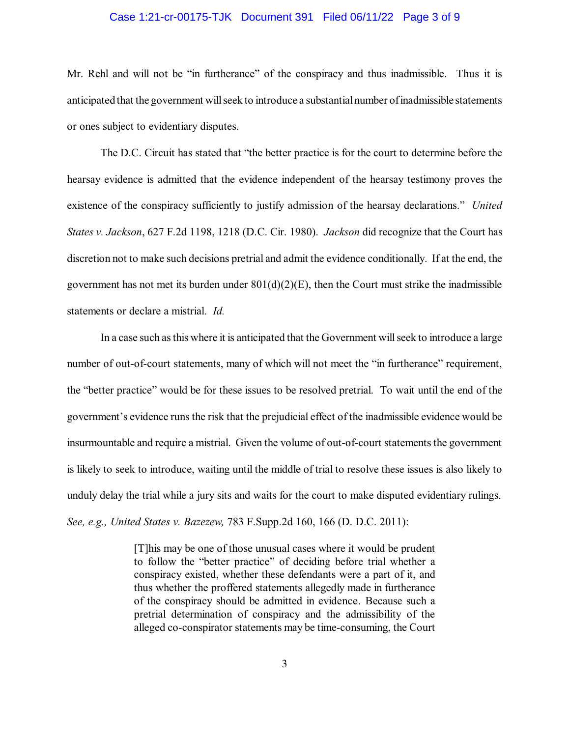Mr. Rehl and will not be "in furtherance" of the conspiracy and thus inadmissible. Thus it is anticipated that the government will seek to introduce a substantial number of inadmissible statements or ones subject to evidentiary disputes.

The D.C. Circuit has stated that "the better practice is for the court to determine before the hearsay evidence is admitted that the evidence independent of the hearsay testimony proves the existence of the conspiracy sufficiently to justify admission of the hearsay declarations." *United States v. Jackson*, 627 F.2d 1198, 1218 (D.C. Cir. 1980). *Jackson* did recognize that the Court has discretion not to make such decisions pretrial and admit the evidence conditionally. If at the end, the government has not met its burden under 801(d)(2)(E), then the Court must strike the inadmissible statements or declare a mistrial. *Id.*

In a case such as this where it is anticipated that the Government will seek to introduce a large number of out-of-court statements, many of which will not meet the "in furtherance" requirement, the "better practice" would be for these issues to be resolved pretrial. To wait until the end of the government's evidence runs the risk that the prejudicial effect of the inadmissible evidence would be insurmountable and require a mistrial. Given the volume of out-of-court statements the government is likely to seek to introduce, waiting until the middle of trial to resolve these issues is also likely to unduly delay the trial while a jury sits and waits for the court to make disputed evidentiary rulings. *See, e.g., United States v. Bazezew,* 783 F.Supp.2d 160, 166 (D. D.C. 2011):

> [T]his may be one of those unusual cases where it would be prudent to follow the "better practice" of deciding before trial whether a conspiracy existed, whether these defendants were a part of it, and thus whether the proffered statements allegedly made in furtherance of the conspiracy should be admitted in evidence. Because such a pretrial determination of conspiracy and the admissibility of the alleged co-conspirator statements may be time-consuming, the Court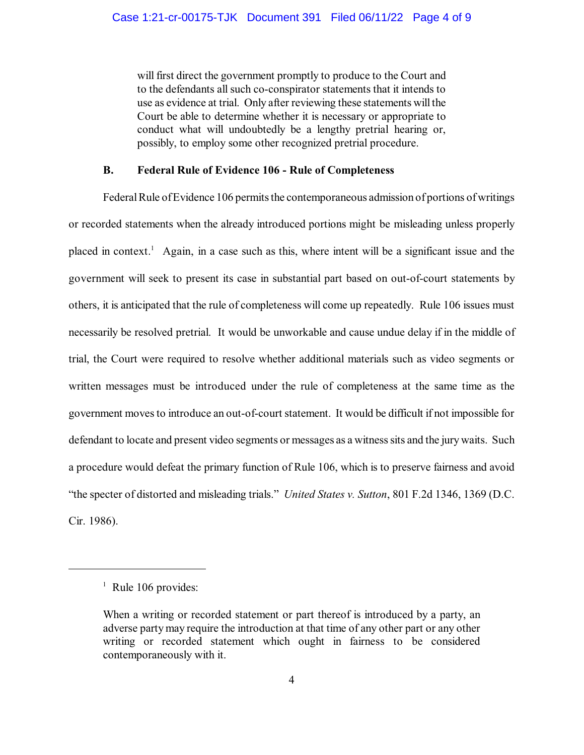> will first direct the government promptly to produce to the Court and to the defendants all such co-conspirator statements that it intends to use as evidence at trial. Only after reviewing these statements will the Court be able to determine whether it is necessary or appropriate to conduct what will undoubtedly be a lengthy pretrial hearing or, possibly, to employ some other recognized pretrial procedure.

### B. Federal Rule of Evidence 106 - Rule of Completeness

Federal Rule of Evidence 106 permits the contemporaneous admission of portions of writings or recorded statements when the already introduced portions might be misleading unless properly placed in context.[1] Again, in a case such as this, where intent will be a significant issue and the government will seek to present its case in substantial part based on out-of-court statements by others, it is anticipated that the rule of completeness will come up repeatedly. Rule 106 issues must necessarily be resolved pretrial. It would be unworkable and cause undue delay if in the middle of trial, the Court were required to resolve whether additional materials such as video segments or written messages must be introduced under the rule of completeness at the same time as the government moves to introduce an out-of-court statement. It would be difficult if not impossible for defendant to locate and present video segments or messages as a witness sits and the jury waits. Such a procedure would defeat the primary function of Rule 106, which is to preserve fairness and avoid "the specter of distorted and misleading trials." *United States v. Sutton*, 801 F.2d 1346, 1369 (D.C. Cir. 1986).

---

[1] Rule 106 provides:

> When a writing or recorded statement or part thereof is introduced by a party, an adverse party may require the introduction at that time of any other part or any other writing or recorded statement which ought in fairness to be considered contemporaneously with it.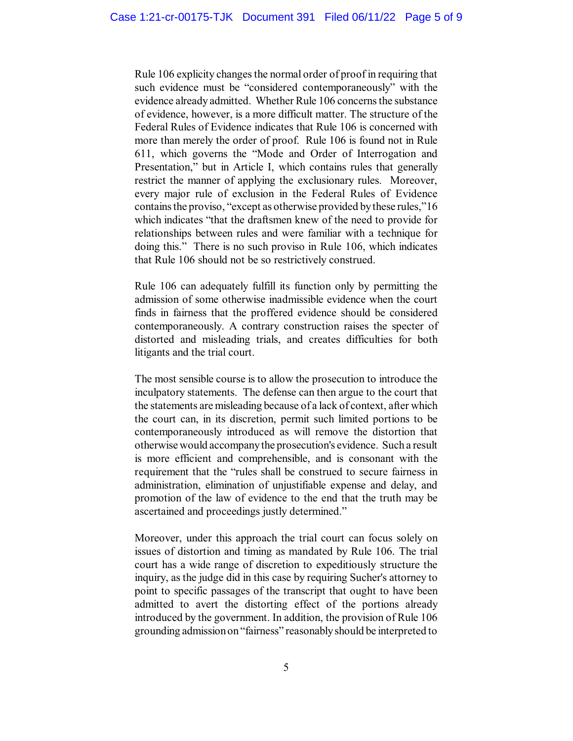Rule 106 explicity changes the normal order of proof in requiring that such evidence must be "considered contemporaneously" with the evidence already admitted. Whether Rule 106 concerns the substance of evidence, however, is a more difficult matter. The structure of the Federal Rules of Evidence indicates that Rule 106 is concerned with more than merely the order of proof. Rule 106 is found not in Rule 611, which governs the "Mode and Order of Interrogation and Presentation," but in Article I, which contains rules that generally restrict the manner of applying the exclusionary rules. Moreover, every major rule of exclusion in the Federal Rules of Evidence contains the proviso, "except as otherwise provided by these rules,"16 which indicates "that the draftsmen knew of the need to provide for relationships between rules and were familiar with a technique for doing this." There is no such proviso in Rule 106, which indicates that Rule 106 should not be so restrictively construed.

Rule 106 can adequately fulfill its function only by permitting the admission of some otherwise inadmissible evidence when the court finds in fairness that the proffered evidence should be considered contemporaneously. A contrary construction raises the specter of distorted and misleading trials, and creates difficulties for both litigants and the trial court.

The most sensible course is to allow the prosecution to introduce the inculpatory statements. The defense can then argue to the court that the statements are misleading because of a lack of context, after which the court can, in its discretion, permit such limited portions to be contemporaneously introduced as will remove the distortion that otherwise would accompany the prosecution's evidence. Such a result is more efficient and comprehensible, and is consonant with the requirement that the "rules shall be construed to secure fairness in administration, elimination of unjustifiable expense and delay, and promotion of the law of evidence to the end that the truth may be ascertained and proceedings justly determined."

Moreover, under this approach the trial court can focus solely on issues of distortion and timing as mandated by Rule 106. The trial court has a wide range of discretion to expeditiously structure the inquiry, as the judge did in this case by requiring Sucher's attorney to point to specific passages of the transcript that ought to have been admitted to avert the distorting effect of the portions already introduced by the government. In addition, the provision of Rule 106 grounding admission on "fairness" reasonably should be interpreted to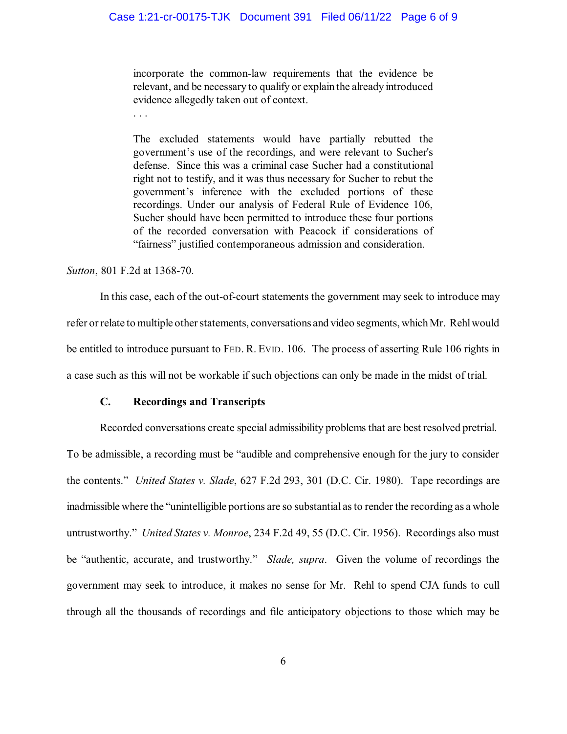> incorporate the common-law requirements that the evidence be relevant, and be necessary to qualify or explain the already introduced evidence allegedly taken out of context.
>
> . . .
>
> The excluded statements would have partially rebutted the government's use of the recordings, and were relevant to Sucher's defense. Since this was a criminal case Sucher had a constitutional right not to testify, and it was thus necessary for Sucher to rebut the government's inference with the excluded portions of these recordings. Under our analysis of Federal Rule of Evidence 106, Sucher should have been permitted to introduce these four portions of the recorded conversation with Peacock if considerations of "fairness" justified contemporaneous admission and consideration.

*Sutton*, 801 F.2d at 1368-70.

In this case, each of the out-of-court statements the government may seek to introduce may refer or relate to multiple other statements, conversations and video segments, which Mr. Rehl would be entitled to introduce pursuant to FED. R. EVID. 106. The process of asserting Rule 106 rights in a case such as this will not be workable if such objections can only be made in the midst of trial.

### C. Recordings and Transcripts

Recorded conversations create special admissibility problems that are best resolved pretrial. To be admissible, a recording must be "audible and comprehensive enough for the jury to consider the contents." *United States v. Slade*, 627 F.2d 293, 301 (D.C. Cir. 1980). Tape recordings are inadmissible where the "unintelligible portions are so substantial as to render the recording as a whole untrustworthy." *United States v. Monroe*, 234 F.2d 49, 55 (D.C. Cir. 1956). Recordings also must be "authentic, accurate, and trustworthy." *Slade, supra*. Given the volume of recordings the government may seek to introduce, it makes no sense for Mr. Rehl to spend CJA funds to cull through all the thousands of recordings and file anticipatory objections to those which may be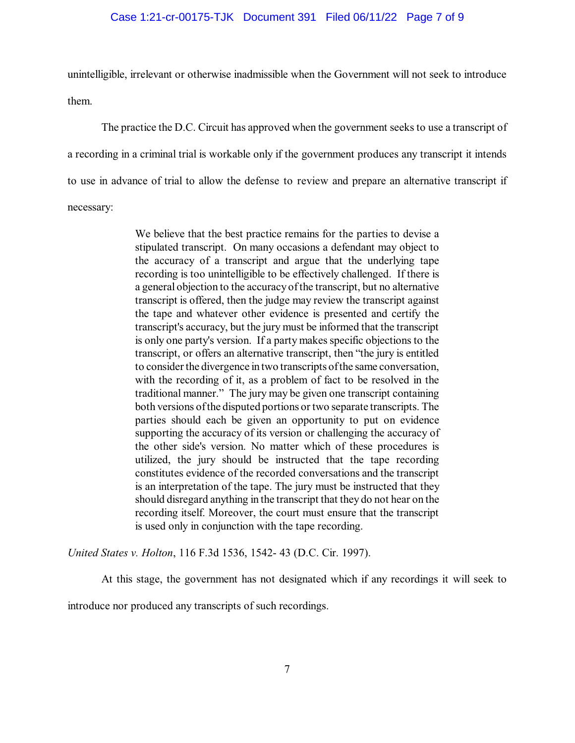unintelligible, irrelevant or otherwise inadmissible when the Government will not seek to introduce them.

The practice the D.C. Circuit has approved when the government seeks to use a transcript of a recording in a criminal trial is workable only if the government produces any transcript it intends to use in advance of trial to allow the defense to review and prepare an alternative transcript if necessary:

> We believe that the best practice remains for the parties to devise a stipulated transcript. On many occasions a defendant may object to the accuracy of a transcript and argue that the underlying tape recording is too unintelligible to be effectively challenged. If there is a general objection to the accuracy of the transcript, but no alternative transcript is offered, then the judge may review the transcript against the tape and whatever other evidence is presented and certify the transcript's accuracy, but the jury must be informed that the transcript is only one party's version. If a party makes specific objections to the transcript, or offers an alternative transcript, then "the jury is entitled to consider the divergence in two transcripts of the same conversation, with the recording of it, as a problem of fact to be resolved in the traditional manner." The jury may be given one transcript containing both versions of the disputed portions or two separate transcripts. The parties should each be given an opportunity to put on evidence supporting the accuracy of its version or challenging the accuracy of the other side's version. No matter which of these procedures is utilized, the jury should be instructed that the tape recording constitutes evidence of the recorded conversations and the transcript is an interpretation of the tape. The jury must be instructed that they should disregard anything in the transcript that they do not hear on the recording itself. Moreover, the court must ensure that the transcript is used only in conjunction with the tape recording.

*United States v. Holton*, 116 F.3d 1536, 1542- 43 (D.C. Cir. 1997).

At this stage, the government has not designated which if any recordings it will seek to introduce nor produced any transcripts of such recordings.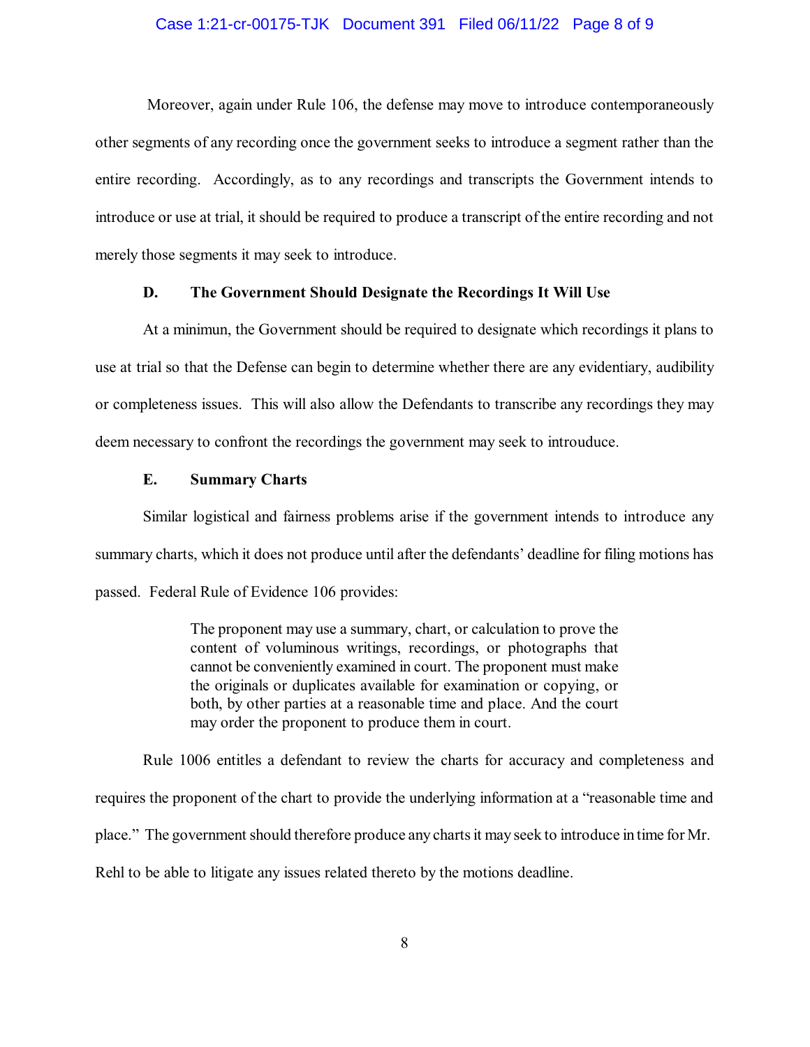Moreover, again under Rule 106, the defense may move to introduce contemporaneously other segments of any recording once the government seeks to introduce a segment rather than the entire recording. Accordingly, as to any recordings and transcripts the Government intends to introduce or use at trial, it should be required to produce a transcript of the entire recording and not merely those segments it may seek to introduce.

### D. The Government Should Designate the Recordings It Will Use

At a minimun, the Government should be required to designate which recordings it plans to use at trial so that the Defense can begin to determine whether there are any evidentiary, audibility or completeness issues. This will also allow the Defendants to transcribe any recordings they may deem necessary to confront the recordings the government may seek to introuduce.

### E. Summary Charts

Similar logistical and fairness problems arise if the government intends to introduce any summary charts, which it does not produce until after the defendants' deadline for filing motions has passed. Federal Rule of Evidence 106 provides:

> The proponent may use a summary, chart, or calculation to prove the content of voluminous writings, recordings, or photographs that cannot be conveniently examined in court. The proponent must make the originals or duplicates available for examination or copying, or both, by other parties at a reasonable time and place. And the court may order the proponent to produce them in court.

Rule 1006 entitles a defendant to review the charts for accuracy and completeness and requires the proponent of the chart to provide the underlying information at a "reasonable time and place." The government should therefore produce any charts it may seek to introduce in time for Mr. Rehl to be able to litigate any issues related thereto by the motions deadline.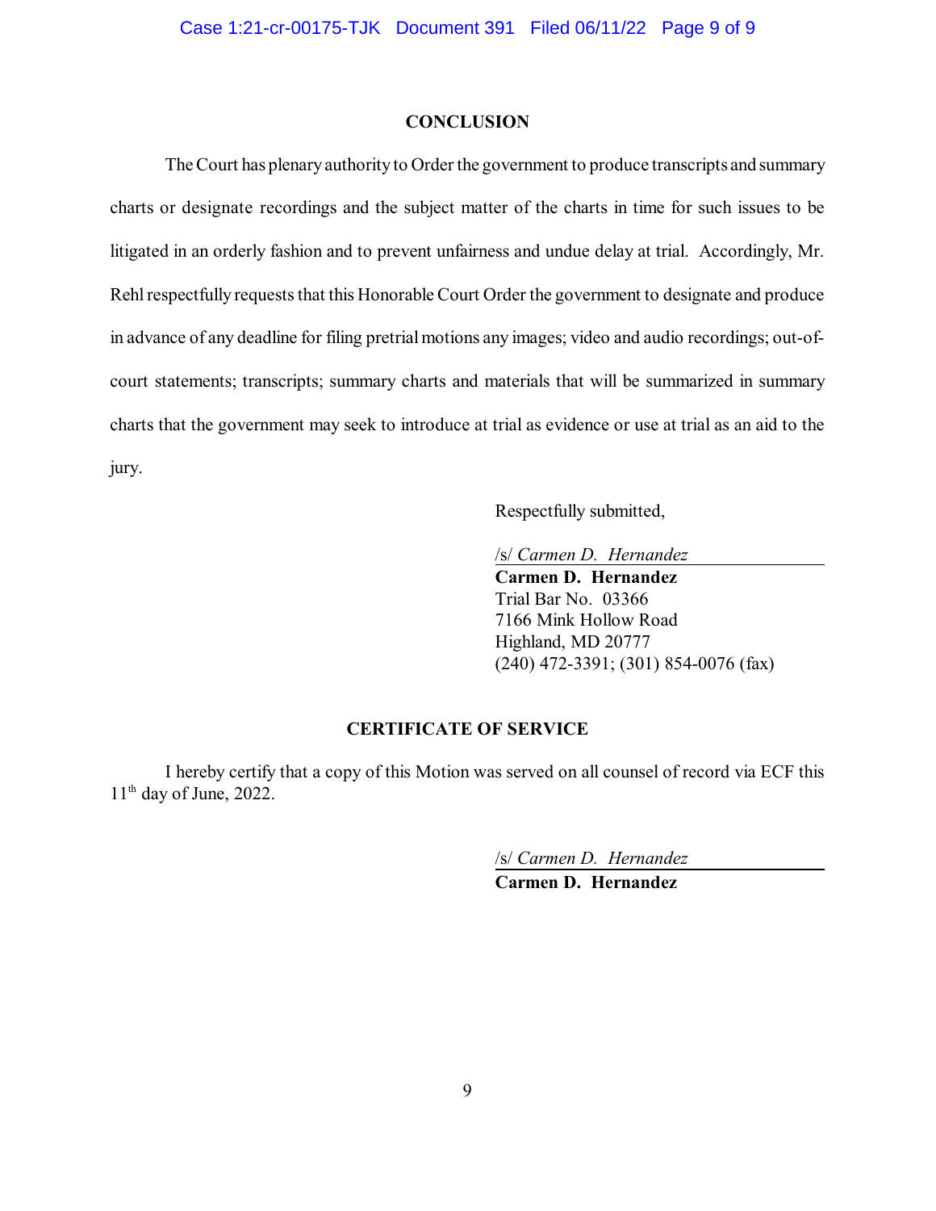## CONCLUSION

The Court has plenary authority to Order the government to produce transcripts and summary charts or designate recordings and the subject matter of the charts in time for such issues to be litigated in an orderly fashion and to prevent unfairness and undue delay at trial. Accordingly, Mr. Rehl respectfully requests that this Honorable Court Order the government to designate and produce in advance of any deadline for filing pretrial motions any images; video and audio recordings; out-of-court statements; transcripts; summary charts and materials that will be summarized in summary charts that the government may seek to introduce at trial as evidence or use at trial as an aid to the jury.

Respectfully submitted,

/s/ *Carmen D. Hernandez*
**Carmen D. Hernandez**
Trial Bar No. 03366
7166 Mink Hollow Road
Highland, MD 20777
(240) 472-3391; (301) 854-0076 (fax)

## CERTIFICATE OF SERVICE

I hereby certify that a copy of this Motion was served on all counsel of record via ECF this 11th day of June, 2022.

/s/ *Carmen D. Hernandez*
**Carmen D. Hernandez**